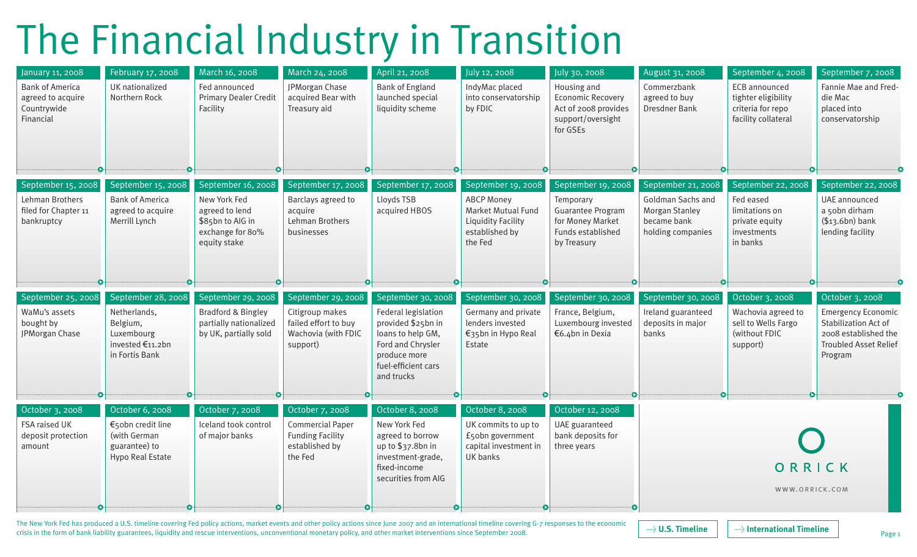# The Financial Industry in Transition

**January 11, 2008**
Bank of America agreed to acquire Countrywide Financial

**February 17, 2008**
UK nationalized Northern Rock

**March 16, 2008**
Fed announced Primary Dealer Credit Facility

**March 24, 2008**
JPMorgan Chase acquired Bear with Treasury aid

**April 21, 2008**
Bank of England launched special liquidity scheme

**July 12, 2008**
IndyMac placed into conservatorship by FDIC

**July 30, 2008**
Housing and Economic Recovery Act of 2008 provides support/oversight for GSEs

**August 31, 2008**
Commerzbank agreed to buy Dresdner Bank

**September 4, 2008**
ECB announced tighter eligibility criteria for repo facility collateral

**September 7, 2008**
Fannie Mae and Freddie Mac placed into conservatorship

**September 15, 2008**
Lehman Brothers filed for Chapter 11 bankruptcy

**September 15, 2008**
Bank of America agreed to acquire Merrill Lynch

**September 16, 2008**
New York Fed agreed to lend $85bn to AIG in exchange for 80% equity stake

**September 17, 2008**
Barclays agreed to acquire Lehman Brothers businesses

**September 17, 2008**
Lloyds TSB acquired HBOS

**September 19, 2008**
ABCP Money Market Mutual Fund Liquidity Facility established by the Fed

**September 19, 2008**
Temporary Guarantee Program for Money Market Funds established by Treasury

**September 21, 2008**
Goldman Sachs and Morgan Stanley became bank holding companies

**September 22, 2008**
Fed eased limitations on private equity investments in banks

**September 22, 2008**
UAE announced a 50bn dirham ($13.6bn) bank lending facility

**September 25, 2008**
WaMu's assets bought by JPMorgan Chase

**September 28, 2008**
Netherlands, Belgium, Luxembourg invested €11.2bn in Fortis Bank

**September 29, 2008**
Bradford & Bingley partially nationalized by UK, partially sold

**September 29, 2008**
Citigroup makes failed effort to buy Wachovia (with FDIC support)

**September 30, 2008**
Federal legislation provided $25bn in loans to help GM, Ford and Chrysler produce more fuel-efficient cars and trucks

**September 30, 2008**
Germany and private lenders invested €35bn in Hypo Real Estate

**September 30, 2008**
France, Belgium, Luxembourg invested €6.4bn in Dexia

**September 30, 2008**
Ireland guaranteed deposits in major banks

**October 3, 2008**
Wachovia agreed to sell to Wells Fargo (without FDIC support)

**October 3, 2008**
Emergency Economic Stabilization Act of 2008 established the Troubled Asset Relief Program

**October 3, 2008**
FSA raised UK deposit protection amount

**October 6, 2008**
€50bn credit line (with German guarantee) to Hypo Real Estate

**October 7, 2008**
Iceland took control of major banks

**October 7, 2008**
Commercial Paper Funding Facility established by the Fed

**October 8, 2008**
New York Fed agreed to borrow up to $37.8bn in investment-grade, fixed-income securities from AIG

**October 8, 2008**
UK commits to up to £50bn government capital investment in UK banks

**October 12, 2008**
UAE guaranteed bank deposits for three years

ORRICK
WWW.ORRICK.COM

The New York Fed has produced a U.S. timeline covering Fed policy actions, market events and other policy actions since June 2007 and an international timeline covering G-7 responses to the economic crisis in the form of bank liability guarantees, liquidity and rescue interventions, unconventional monetary policy, and other market interventions since September 2008.

U.S. Timeline

International Timeline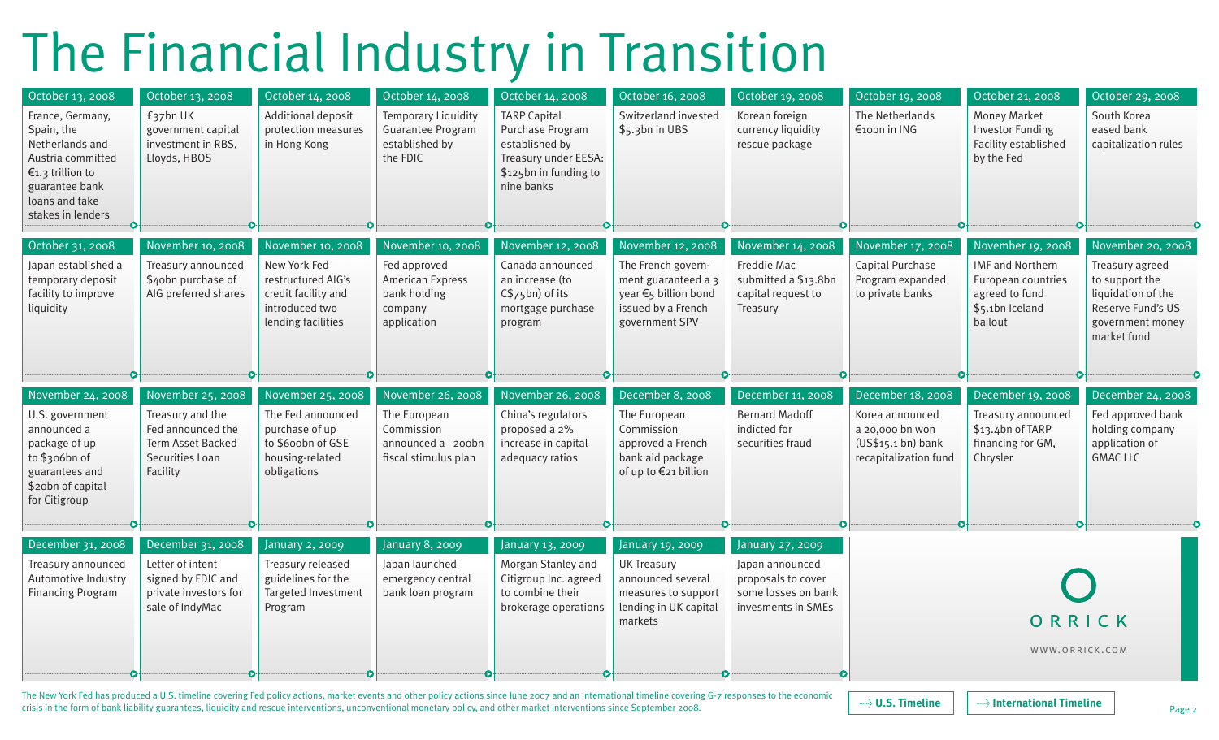# The Financial Industry in Transition

**October 13, 2008**
France, Germany, Spain, the Netherlands and Austria committed €1.3 trillion to guarantee bank loans and take stakes in lenders

**October 13, 2008**
£37bn UK government capital investment in RBS, Lloyds, HBOS

**October 14, 2008**
Additional deposit protection measures in Hong Kong

**October 14, 2008**
Temporary Liquidity Guarantee Program established by the FDIC

**October 14, 2008**
TARP Capital Purchase Program established by Treasury under EESA: $125bn in funding to nine banks

**October 16, 2008**
Switzerland invested $5.3bn in UBS

**October 19, 2008**
Korean foreign currency liquidity rescue package

**October 19, 2008**
The Netherlands €10bn in ING

**October 21, 2008**
Money Market Investor Funding Facility established by the Fed

**October 29, 2008**
South Korea eased bank capitalization rules

**October 31, 2008**
Japan established a temporary deposit facility to improve liquidity

**November 10, 2008**
Treasury announced $40bn purchase of AIG preferred shares

**November 10, 2008**
New York Fed restructured AIG's credit facility and introduced two lending facilities

**November 10, 2008**
Fed approved American Express bank holding company application

**November 12, 2008**
Canada announced an increase (to C$75bn) of its mortgage purchase program

**November 12, 2008**
The French government guaranteed a 3 year €5 billion bond issued by a French government SPV

**November 14, 2008**
Freddie Mac submitted a $13.8bn capital request to Treasury

**November 17, 2008**
Capital Purchase Program expanded to private banks

**November 19, 2008**
IMF and Northern European countries agreed to fund $5.1bn Iceland bailout

**November 20, 2008**
Treasury agreed to support the liquidation of the Reserve Fund's US government money market fund

**November 24, 2008**
U.S. government announced a package of up to $306bn of guarantees and $20bn of capital for Citigroup

**November 25, 2008**
Treasury and the Fed announced the Term Asset Backed Securities Loan Facility

**November 25, 2008**
The Fed announced purchase of up to $600bn of GSE housing-related obligations

**November 26, 2008**
The European Commission announced a 200bn fiscal stimulus plan

**November 26, 2008**
China's regulators proposed a 2% increase in capital adequacy ratios

**December 8, 2008**
The European Commission approved a French bank aid package of up to €21 billion

**December 11, 2008**
Bernard Madoff indicted for securities fraud

**December 18, 2008**
Korea announced a 20,000 bn won (US$15.1 bn) bank recapitalization fund

**December 19, 2008**
Treasury announced $13.4bn of TARP financing for GM, Chrysler

**December 24, 2008**
Fed approved bank holding company application of GMAC LLC

**December 31, 2008**
Treasury announced Automotive Industry Financing Program

**December 31, 2008**
Letter of intent signed by FDIC and private investors for sale of IndyMac

**January 2, 2009**
Treasury released guidelines for the Targeted Investment Program

**January 8, 2009**
Japan launched emergency central bank loan program

**January 13, 2009**
Morgan Stanley and Citigroup Inc. agreed to combine their brokerage operations

**January 19, 2009**
UK Treasury announced several measures to support lending in UK capital markets

**January 27, 2009**
Japan announced proposals to cover some losses on bank invesments in SMEs

ORRICK

WWW.ORRICK.COM

The New York Fed has produced a U.S. timeline covering Fed policy actions, market events and other policy actions since June 2007 and an international timeline covering G-7 responses to the economic crisis in the form of bank liability guarantees, liquidity and rescue interventions, unconventional monetary policy, and other market interventions since September 2008.

**U.S. Timeline** | **International Timeline**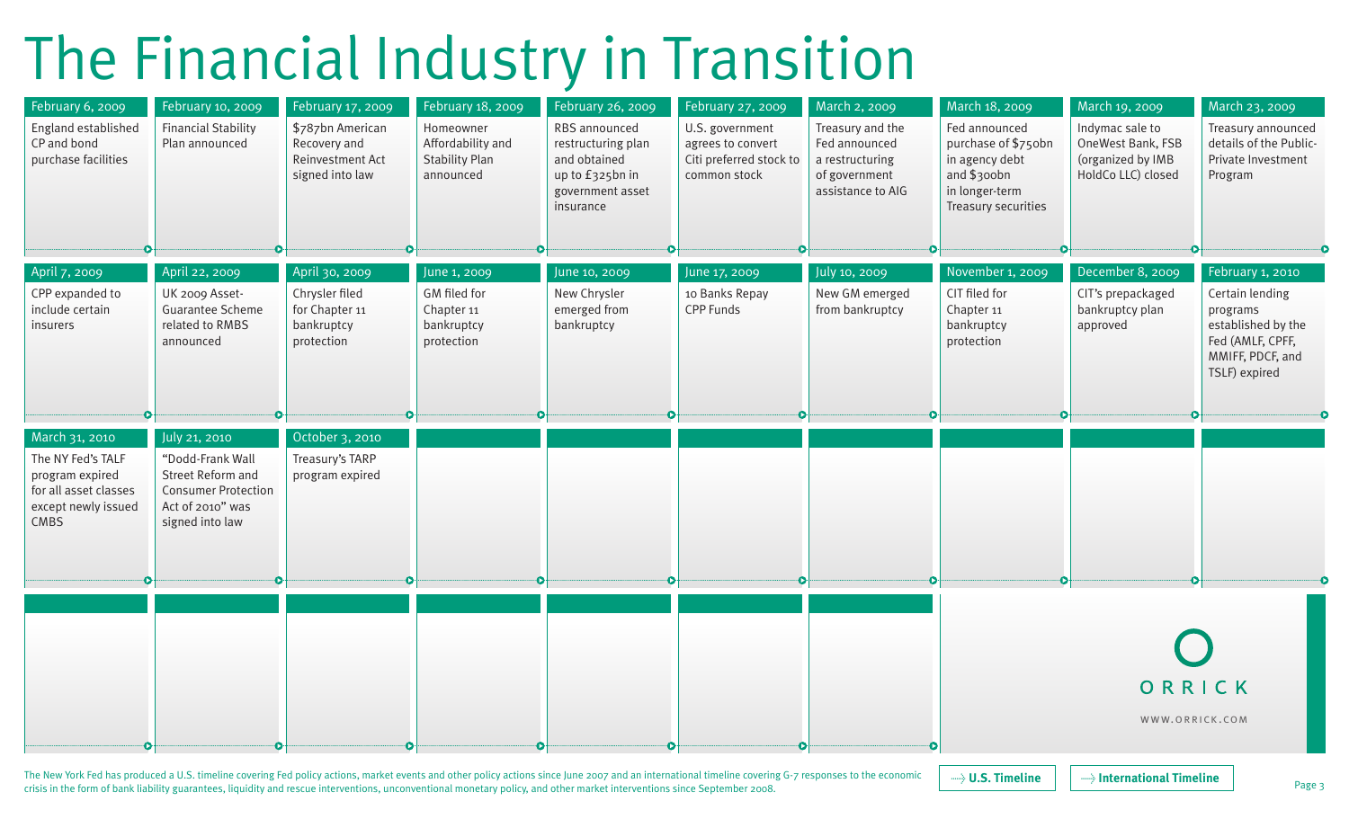# The Financial Industry in Transition

**February 6, 2009**
England established CP and bond purchase facilities

**February 10, 2009**
Financial Stability Plan announced

**February 17, 2009**
$787bn American Recovery and Reinvestment Act signed into law

**February 18, 2009**
Homeowner Affordability and Stability Plan announced

**February 26, 2009**
RBS announced restructuring plan and obtained up to £325bn in government asset insurance

**February 27, 2009**
U.S. government agrees to convert Citi preferred stock to common stock

**March 2, 2009**
Treasury and the Fed announced a restructuring of government assistance to AIG

**March 18, 2009**
Fed announced purchase of $750bn in agency debt and $300bn in longer-term Treasury securities

**March 19, 2009**
Indymac sale to OneWest Bank, FSB (organized by IMB HoldCo LLC) closed

**March 23, 2009**
Treasury announced details of the Public-Private Investment Program

**April 7, 2009**
CPP expanded to include certain insurers

**April 22, 2009**
UK 2009 Asset-Guarantee Scheme related to RMBS announced

**April 30, 2009**
Chrysler filed for Chapter 11 bankruptcy protection

**June 1, 2009**
GM filed for Chapter 11 bankruptcy protection

**June 10, 2009**
New Chrysler emerged from bankruptcy

**June 17, 2009**
10 Banks Repay CPP Funds

**July 10, 2009**
New GM emerged from bankruptcy

**November 1, 2009**
CIT filed for Chapter 11 bankruptcy protection

**December 8, 2009**
CIT's prepackaged bankruptcy plan approved

**February 1, 2010**
Certain lending programs established by the Fed (AMLF, CPFF, MMIFF, PDCF, and TSLF) expired

**March 31, 2010**
The NY Fed's TALF program expired for all asset classes except newly issued CMBS

**July 21, 2010**
"Dodd-Frank Wall Street Reform and Consumer Protection Act of 2010" was signed into law

**October 3, 2010**
Treasury's TARP program expired

ORRICK

WWW.ORRICK.COM

The New York Fed has produced a U.S. timeline covering Fed policy actions, market events and other policy actions since June 2007 and an international timeline covering G-7 responses to the economic crisis in the form of bank liability guarantees, liquidity and rescue interventions, unconventional monetary policy, and other market interventions since September 2008.

→ **U.S. Timeline**

→ **International Timeline**